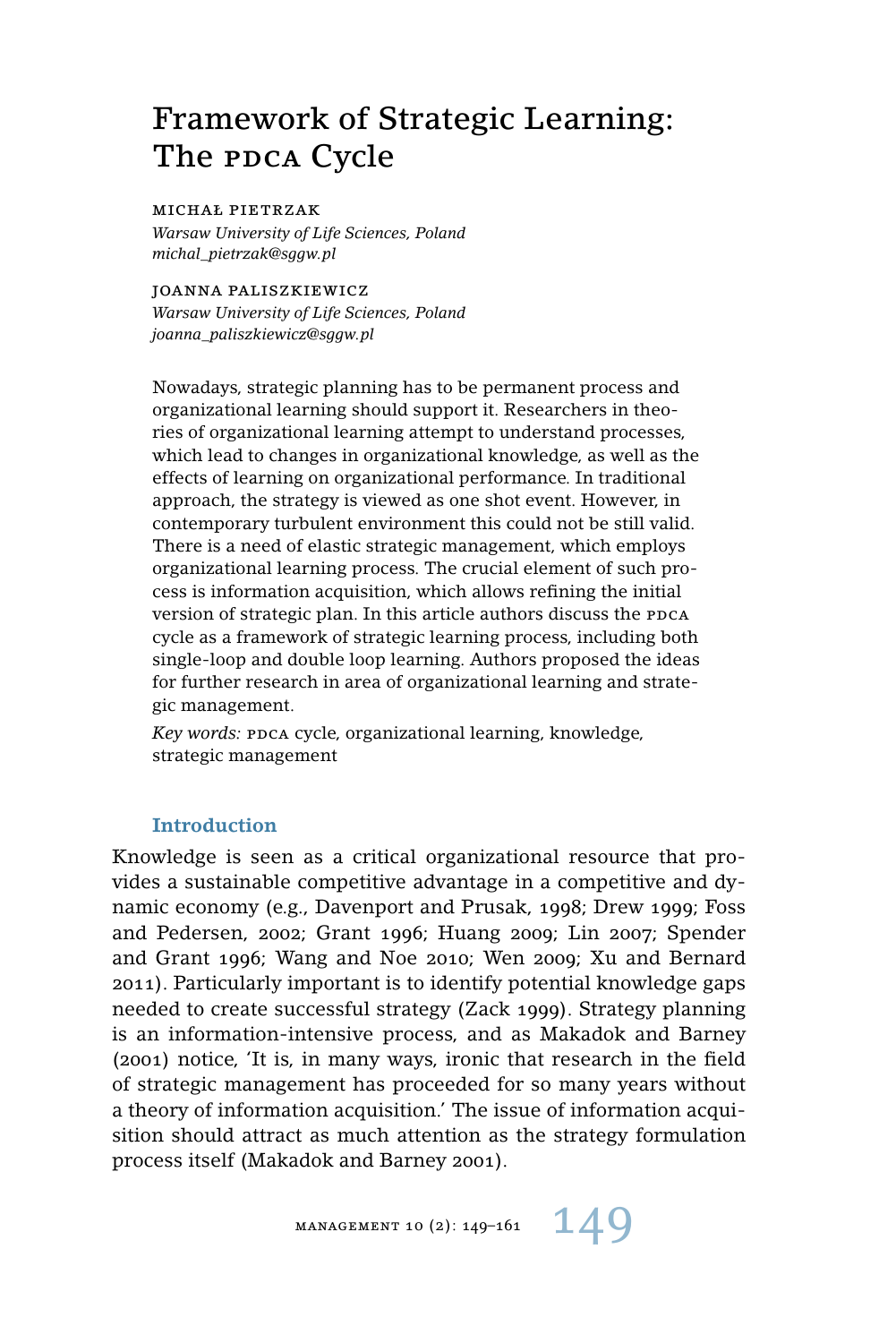# Framework of Strategic Learning: The PDCA Cycle

MICHAŁ PIETRZAK
*Warsaw University of Life Sciences, Poland*
*michal_pietrzak@sggw.pl*

JOANNA PALISZKIEWICZ
*Warsaw University of Life Sciences, Poland*
*joanna_paliszkiewicz@sggw.pl*

Nowadays, strategic planning has to be permanent process and organizational learning should support it. Researchers in theories of organizational learning attempt to understand processes, which lead to changes in organizational knowledge, as well as the effects of learning on organizational performance. In traditional approach, the strategy is viewed as one shot event. However, in contemporary turbulent environment this could not be still valid. There is a need of elastic strategic management, which employs organizational learning process. The crucial element of such process is information acquisition, which allows refining the initial version of strategic plan. In this article authors discuss the PDCA cycle as a framework of strategic learning process, including both single-loop and double loop learning. Authors proposed the ideas for further research in area of organizational learning and strategic management.

*Key words:* PDCA cycle, organizational learning, knowledge, strategic management

## Introduction

Knowledge is seen as a critical organizational resource that provides a sustainable competitive advantage in a competitive and dynamic economy (e.g., Davenport and Prusak, 1998; Drew 1999; Foss and Pedersen, 2002; Grant 1996; Huang 2009; Lin 2007; Spender and Grant 1996; Wang and Noe 2010; Wen 2009; Xu and Bernard 2011). Particularly important is to identify potential knowledge gaps needed to create successful strategy (Zack 1999). Strategy planning is an information-intensive process, and as Makadok and Barney (2001) notice, 'It is, in many ways, ironic that research in the field of strategic management has proceeded for so many years without a theory of information acquisition.' The issue of information acquisition should attract as much attention as the strategy formulation process itself (Makadok and Barney 2001).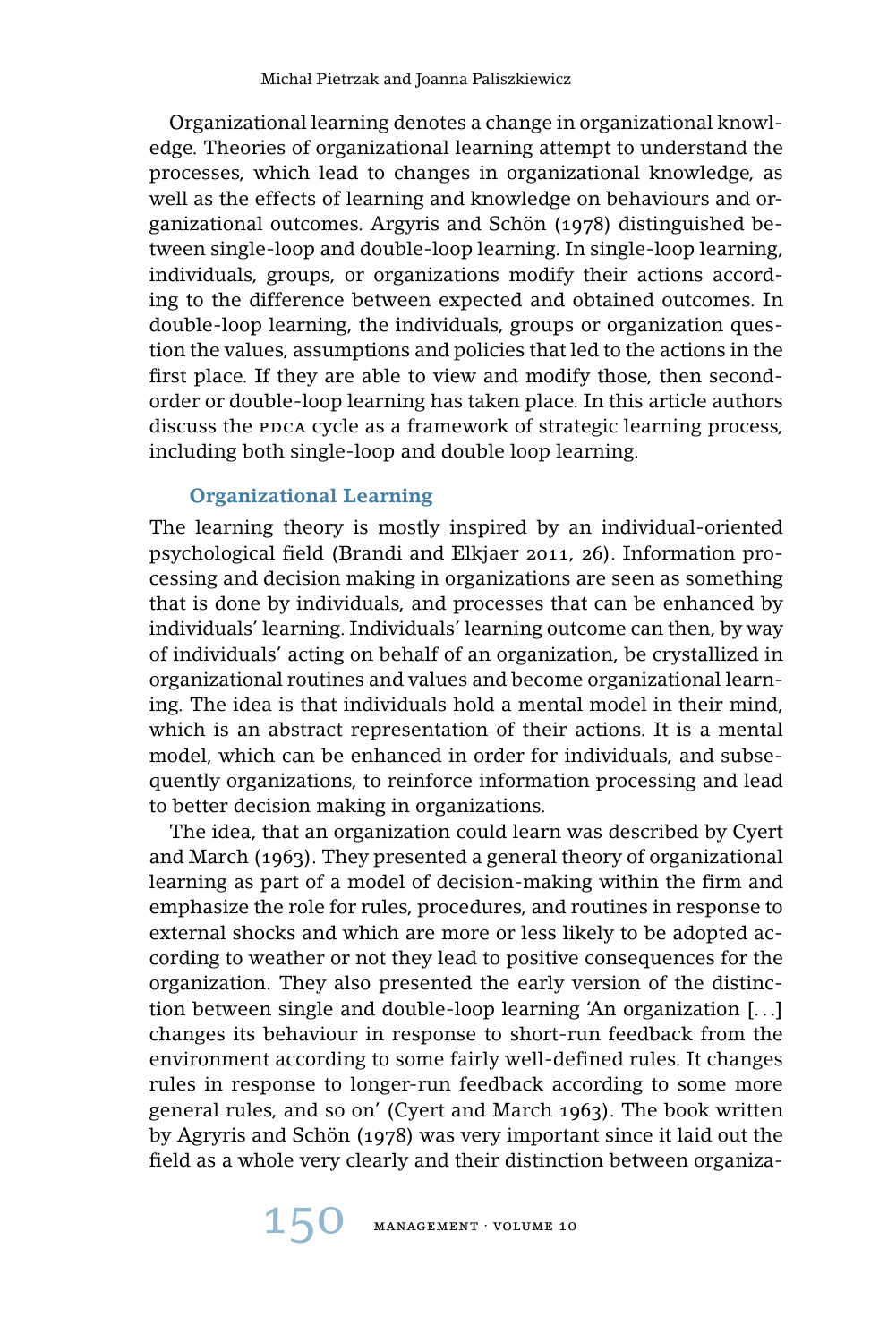Organizational learning denotes a change in organizational knowledge. Theories of organizational learning attempt to understand the processes, which lead to changes in organizational knowledge, as well as the effects of learning and knowledge on behaviours and organizational outcomes. Argyris and Schön (1978) distinguished between single-loop and double-loop learning. In single-loop learning, individuals, groups, or organizations modify their actions according to the difference between expected and obtained outcomes. In double-loop learning, the individuals, groups or organization question the values, assumptions and policies that led to the actions in the first place. If they are able to view and modify those, then second-order or double-loop learning has taken place. In this article authors discuss the PDCA cycle as a framework of strategic learning process, including both single-loop and double loop learning.

## Organizational Learning

The learning theory is mostly inspired by an individual-oriented psychological field (Brandi and Elkjaer 2011, 26). Information processing and decision making in organizations are seen as something that is done by individuals, and processes that can be enhanced by individuals' learning. Individuals' learning outcome can then, by way of individuals' acting on behalf of an organization, be crystallized in organizational routines and values and become organizational learning. The idea is that individuals hold a mental model in their mind, which is an abstract representation of their actions. It is a mental model, which can be enhanced in order for individuals, and subsequently organizations, to reinforce information processing and lead to better decision making in organizations.

The idea, that an organization could learn was described by Cyert and March (1963). They presented a general theory of organizational learning as part of a model of decision-making within the firm and emphasize the role for rules, procedures, and routines in response to external shocks and which are more or less likely to be adopted according to weather or not they lead to positive consequences for the organization. They also presented the early version of the distinction between single and double-loop learning 'An organization [...] changes its behaviour in response to short-run feedback from the environment according to some fairly well-defined rules. It changes rules in response to longer-run feedback according to some more general rules, and so on' (Cyert and March 1963). The book written by Agryris and Schön (1978) was very important since it laid out the field as a whole very clearly and their distinction between organiza-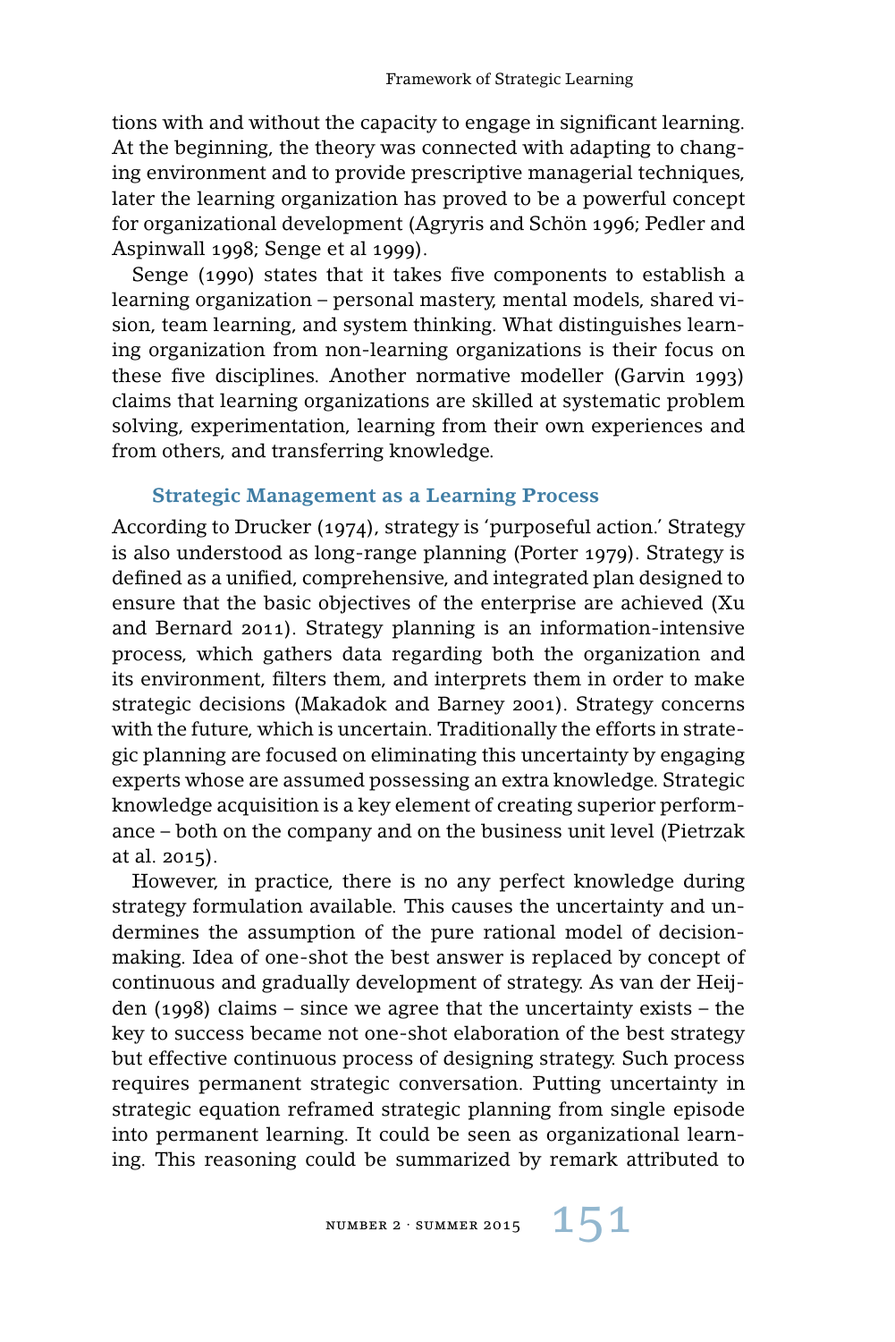tions with and without the capacity to engage in significant learning. At the beginning, the theory was connected with adapting to changing environment and to provide prescriptive managerial techniques, later the learning organization has proved to be a powerful concept for organizational development (Agryris and Schön 1996; Pedler and Aspinwall 1998; Senge et al 1999).

Senge (1990) states that it takes five components to establish a learning organization – personal mastery, mental models, shared vision, team learning, and system thinking. What distinguishes learning organization from non-learning organizations is their focus on these five disciplines. Another normative modeller (Garvin 1993) claims that learning organizations are skilled at systematic problem solving, experimentation, learning from their own experiences and from others, and transferring knowledge.

## Strategic Management as a Learning Process

According to Drucker (1974), strategy is 'purposeful action.' Strategy is also understood as long-range planning (Porter 1979). Strategy is defined as a unified, comprehensive, and integrated plan designed to ensure that the basic objectives of the enterprise are achieved (Xu and Bernard 2011). Strategy planning is an information-intensive process, which gathers data regarding both the organization and its environment, filters them, and interprets them in order to make strategic decisions (Makadok and Barney 2001). Strategy concerns with the future, which is uncertain. Traditionally the efforts in strategic planning are focused on eliminating this uncertainty by engaging experts whose are assumed possessing an extra knowledge. Strategic knowledge acquisition is a key element of creating superior performance – both on the company and on the business unit level (Pietrzak at al. 2015).

However, in practice, there is no any perfect knowledge during strategy formulation available. This causes the uncertainty and undermines the assumption of the pure rational model of decision-making. Idea of one-shot the best answer is replaced by concept of continuous and gradually development of strategy. As van der Heijden (1998) claims – since we agree that the uncertainty exists – the key to success became not one-shot elaboration of the best strategy but effective continuous process of designing strategy. Such process requires permanent strategic conversation. Putting uncertainty in strategic equation reframed strategic planning from single episode into permanent learning. It could be seen as organizational learning. This reasoning could be summarized by remark attributed to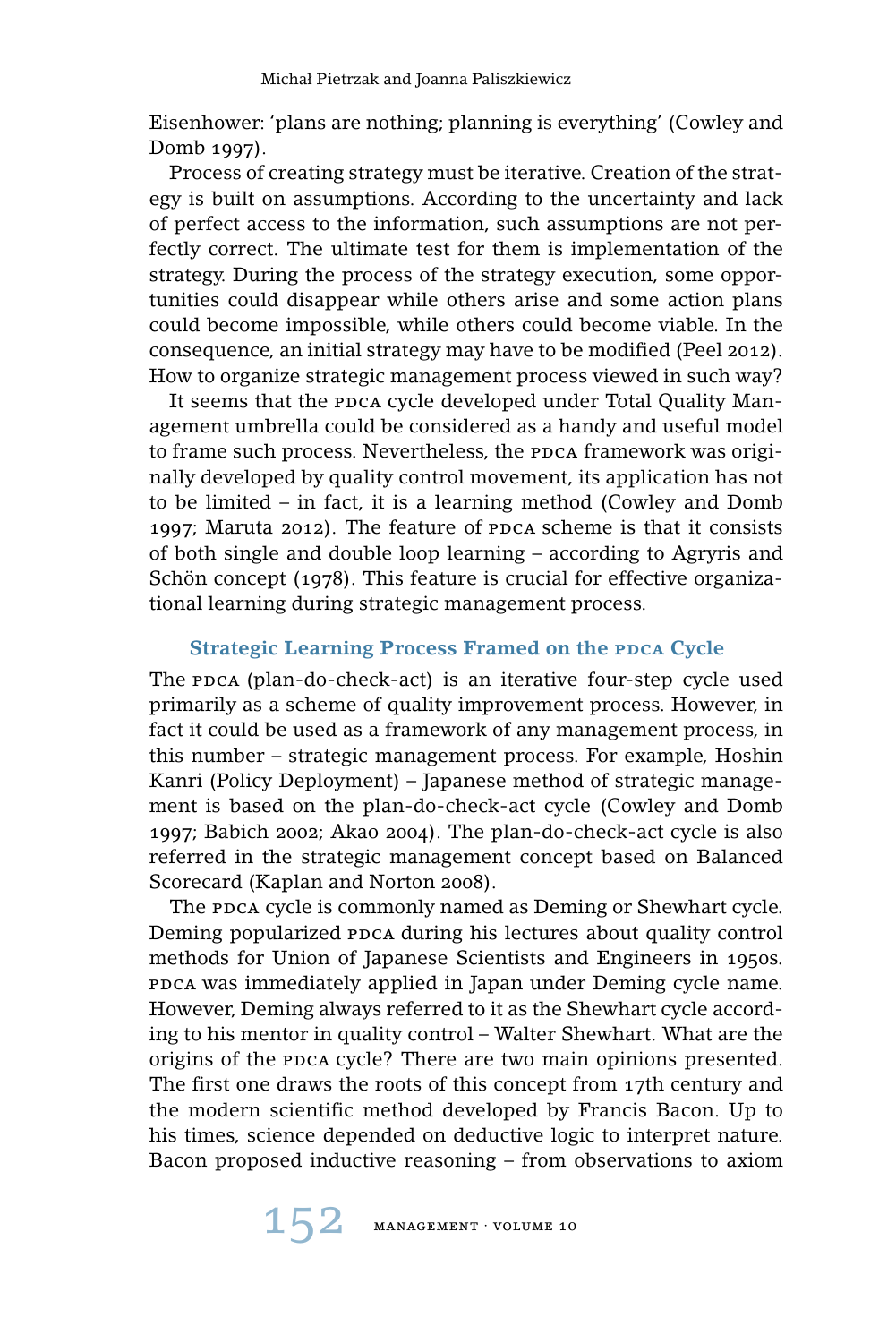Eisenhower: 'plans are nothing; planning is everything' (Cowley and Domb 1997).

Process of creating strategy must be iterative. Creation of the strategy is built on assumptions. According to the uncertainty and lack of perfect access to the information, such assumptions are not perfectly correct. The ultimate test for them is implementation of the strategy. During the process of the strategy execution, some opportunities could disappear while others arise and some action plans could become impossible, while others could become viable. In the consequence, an initial strategy may have to be modified (Peel 2012). How to organize strategic management process viewed in such way?

It seems that the PDCA cycle developed under Total Quality Management umbrella could be considered as a handy and useful model to frame such process. Nevertheless, the PDCA framework was originally developed by quality control movement, its application has not to be limited – in fact, it is a learning method (Cowley and Domb 1997; Maruta 2012). The feature of PDCA scheme is that it consists of both single and double loop learning – according to Agryris and Schön concept (1978). This feature is crucial for effective organizational learning during strategic management process.

## Strategic Learning Process Framed on the PDCA Cycle

The PDCA (plan-do-check-act) is an iterative four-step cycle used primarily as a scheme of quality improvement process. However, in fact it could be used as a framework of any management process, in this number – strategic management process. For example, Hoshin Kanri (Policy Deployment) – Japanese method of strategic management is based on the plan-do-check-act cycle (Cowley and Domb 1997; Babich 2002; Akao 2004). The plan-do-check-act cycle is also referred in the strategic management concept based on Balanced Scorecard (Kaplan and Norton 2008).

The PDCA cycle is commonly named as Deming or Shewhart cycle. Deming popularized PDCA during his lectures about quality control methods for Union of Japanese Scientists and Engineers in 1950s. PDCA was immediately applied in Japan under Deming cycle name. However, Deming always referred to it as the Shewhart cycle according to his mentor in quality control – Walter Shewhart. What are the origins of the PDCA cycle? There are two main opinions presented. The first one draws the roots of this concept from 17th century and the modern scientific method developed by Francis Bacon. Up to his times, science depended on deductive logic to interpret nature. Bacon proposed inductive reasoning – from observations to axiom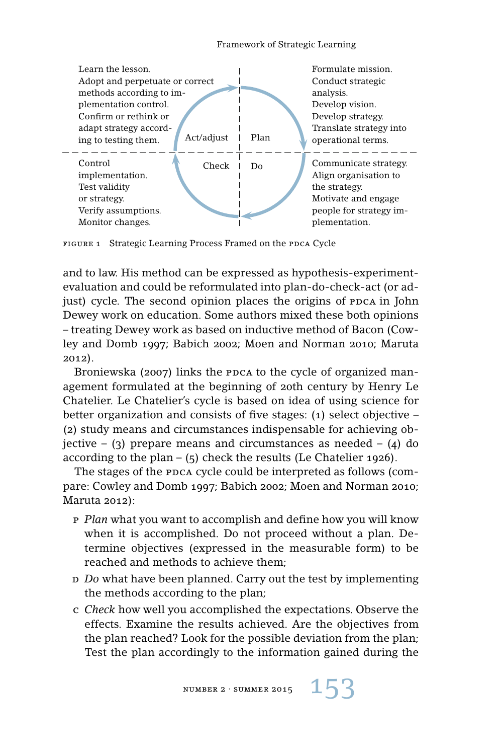Learn the lesson.
Adopt and perpetuate or correct methods according to implementation control.
Confirm or rethink or adapt strategy according to testing them.

Act/adjust | Plan

Formulate mission.
Conduct strategic analysis.
Develop vision.
Develop strategy.
Translate strategy into operational terms.

Control implementation.
Test validity or strategy.
Verify assumptions.
Monitor changes.

Check | Do

Communicate strategy.
Align organisation to the strategy.
Motivate and engage people for strategy implementation.

FIGURE 1 Strategic Learning Process Framed on the PDCA Cycle

and to law. His method can be expressed as hypothesis-experiment-evaluation and could be reformulated into plan-do-check-act (or adjust) cycle. The second opinion places the origins of PDCA in John Dewey work on education. Some authors mixed these both opinions – treating Dewey work as based on inductive method of Bacon (Cowley and Domb 1997; Babich 2002; Moen and Norman 2010; Maruta 2012).

Broniewska (2007) links the PDCA to the cycle of organized management formulated at the beginning of 20th century by Henry Le Chatelier. Le Chatelier's cycle is based on idea of using science for better organization and consists of five stages: (1) select objective – (2) study means and circumstances indispensable for achieving objective – (3) prepare means and circumstances as needed – (4) do according to the plan – (5) check the results (Le Chatelier 1926).

The stages of the PDCA cycle could be interpreted as follows (compare: Cowley and Domb 1997; Babich 2002; Moen and Norman 2010; Maruta 2012):

- P *Plan* what you want to accomplish and define how you will know when it is accomplished. Do not proceed without a plan. Determine objectives (expressed in the measurable form) to be reached and methods to achieve them;
- D *Do* what have been planned. Carry out the test by implementing the methods according to the plan;
- C *Check* how well you accomplished the expectations. Observe the effects. Examine the results achieved. Are the objectives from the plan reached? Look for the possible deviation from the plan; Test the plan accordingly to the information gained during the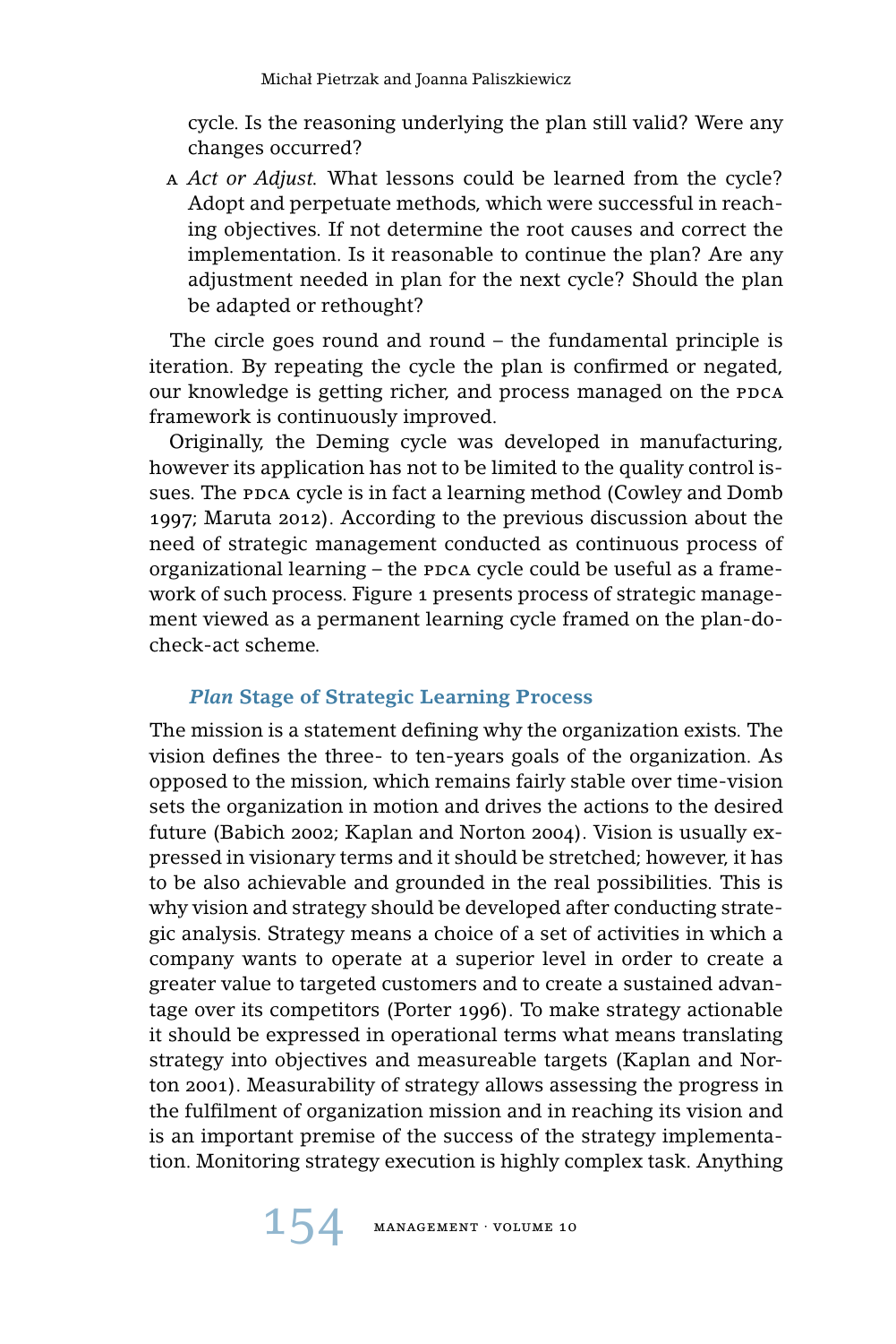cycle. Is the reasoning underlying the plan still valid? Were any changes occurred?

- *Act or Adjust.* What lessons could be learned from the cycle? Adopt and perpetuate methods, which were successful in reaching objectives. If not determine the root causes and correct the implementation. Is it reasonable to continue the plan? Are any adjustment needed in plan for the next cycle? Should the plan be adapted or rethought?

The circle goes round and round – the fundamental principle is iteration. By repeating the cycle the plan is confirmed or negated, our knowledge is getting richer, and process managed on the PDCA framework is continuously improved.

Originally, the Deming cycle was developed in manufacturing, however its application has not to be limited to the quality control issues. The PDCA cycle is in fact a learning method (Cowley and Domb 1997; Maruta 2012). According to the previous discussion about the need of strategic management conducted as continuous process of organizational learning – the PDCA cycle could be useful as a framework of such process. Figure 1 presents process of strategic management viewed as a permanent learning cycle framed on the plan-do-check-act scheme.

## *Plan* Stage of Strategic Learning Process

The mission is a statement defining why the organization exists. The vision defines the three- to ten-years goals of the organization. As opposed to the mission, which remains fairly stable over time-vision sets the organization in motion and drives the actions to the desired future (Babich 2002; Kaplan and Norton 2004). Vision is usually expressed in visionary terms and it should be stretched; however, it has to be also achievable and grounded in the real possibilities. This is why vision and strategy should be developed after conducting strategic analysis. Strategy means a choice of a set of activities in which a company wants to operate at a superior level in order to create a greater value to targeted customers and to create a sustained advantage over its competitors (Porter 1996). To make strategy actionable it should be expressed in operational terms what means translating strategy into objectives and measureable targets (Kaplan and Norton 2001). Measurability of strategy allows assessing the progress in the fulfilment of organization mission and in reaching its vision and is an important premise of the success of the strategy implementation. Monitoring strategy execution is highly complex task. Anything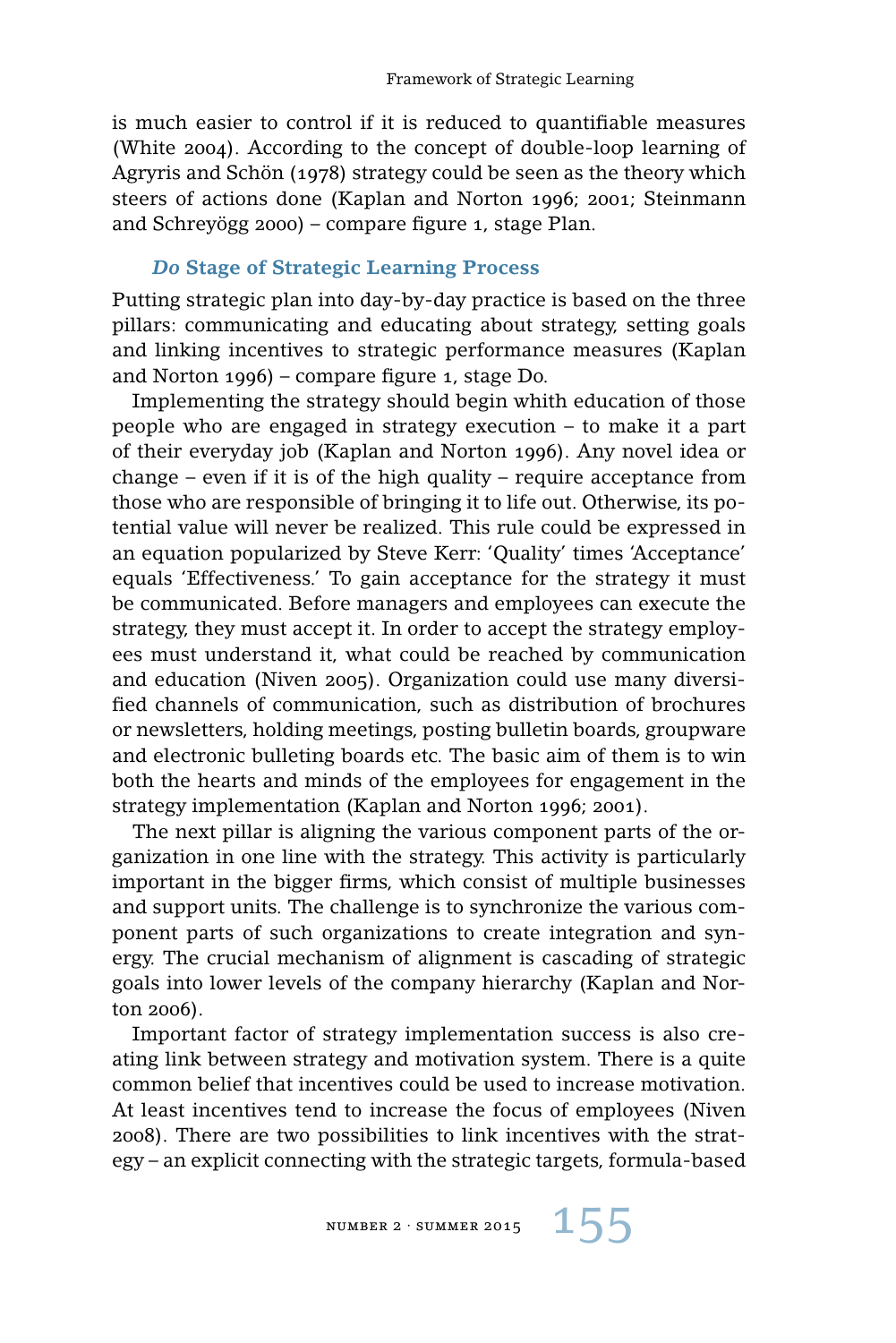is much easier to control if it is reduced to quantifiable measures (White 2004). According to the concept of double-loop learning of Agryris and Schön (1978) strategy could be seen as the theory which steers of actions done (Kaplan and Norton 1996; 2001; Steinmann and Schreyögg 2000) – compare figure 1, stage Plan.

### *Do* Stage of Strategic Learning Process

Putting strategic plan into day-by-day practice is based on the three pillars: communicating and educating about strategy, setting goals and linking incentives to strategic performance measures (Kaplan and Norton 1996) – compare figure 1, stage Do.

Implementing the strategy should begin whith education of those people who are engaged in strategy execution – to make it a part of their everyday job (Kaplan and Norton 1996). Any novel idea or change – even if it is of the high quality – require acceptance from those who are responsible of bringing it to life out. Otherwise, its potential value will never be realized. This rule could be expressed in an equation popularized by Steve Kerr: 'Quality' times 'Acceptance' equals 'Effectiveness.' To gain acceptance for the strategy it must be communicated. Before managers and employees can execute the strategy, they must accept it. In order to accept the strategy employees must understand it, what could be reached by communication and education (Niven 2005). Organization could use many diversified channels of communication, such as distribution of brochures or newsletters, holding meetings, posting bulletin boards, groupware and electronic bulleting boards etc. The basic aim of them is to win both the hearts and minds of the employees for engagement in the strategy implementation (Kaplan and Norton 1996; 2001).

The next pillar is aligning the various component parts of the organization in one line with the strategy. This activity is particularly important in the bigger firms, which consist of multiple businesses and support units. The challenge is to synchronize the various component parts of such organizations to create integration and synergy. The crucial mechanism of alignment is cascading of strategic goals into lower levels of the company hierarchy (Kaplan and Norton 2006).

Important factor of strategy implementation success is also creating link between strategy and motivation system. There is a quite common belief that incentives could be used to increase motivation. At least incentives tend to increase the focus of employees (Niven 2008). There are two possibilities to link incentives with the strategy – an explicit connecting with the strategic targets, formula-based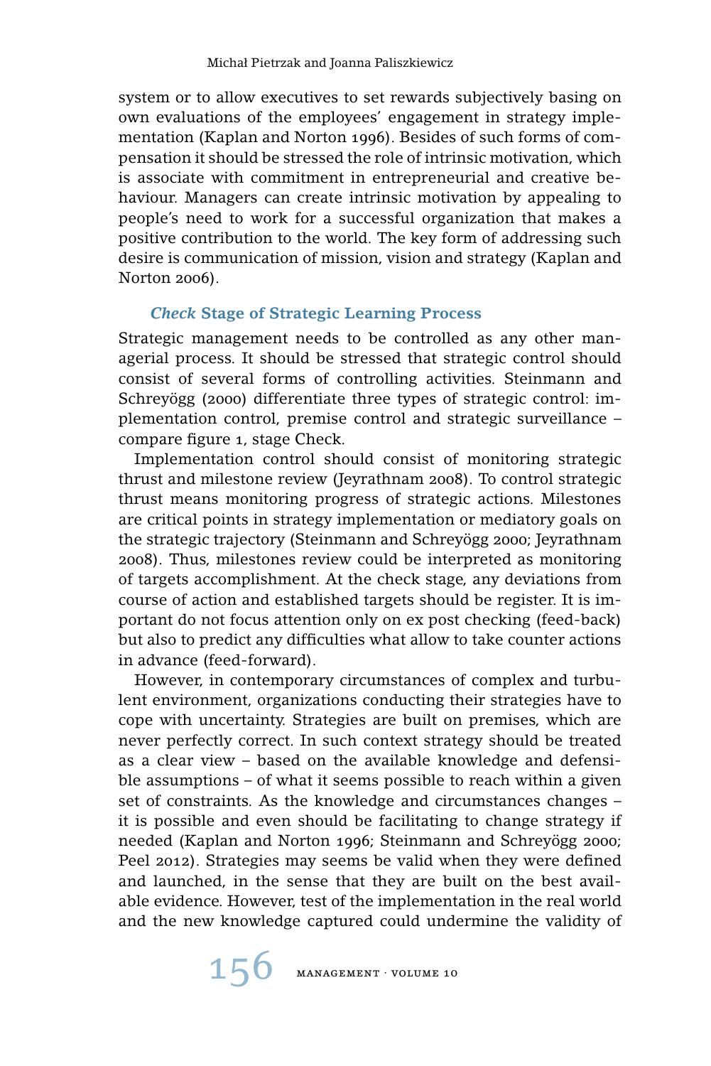system or to allow executives to set rewards subjectively basing on own evaluations of the employees' engagement in strategy implementation (Kaplan and Norton 1996). Besides of such forms of compensation it should be stressed the role of intrinsic motivation, which is associate with commitment in entrepreneurial and creative behaviour. Managers can create intrinsic motivation by appealing to people's need to work for a successful organization that makes a positive contribution to the world. The key form of addressing such desire is communication of mission, vision and strategy (Kaplan and Norton 2006).

### *Check* Stage of Strategic Learning Process

Strategic management needs to be controlled as any other managerial process. It should be stressed that strategic control should consist of several forms of controlling activities. Steinmann and Schreyögg (2000) differentiate three types of strategic control: implementation control, premise control and strategic surveillance – compare figure 1, stage Check.

Implementation control should consist of monitoring strategic thrust and milestone review (Jeyrathnam 2008). To control strategic thrust means monitoring progress of strategic actions. Milestones are critical points in strategy implementation or mediatory goals on the strategic trajectory (Steinmann and Schreyögg 2000; Jeyrathnam 2008). Thus, milestones review could be interpreted as monitoring of targets accomplishment. At the check stage, any deviations from course of action and established targets should be register. It is important do not focus attention only on ex post checking (feed-back) but also to predict any difficulties what allow to take counter actions in advance (feed-forward).

However, in contemporary circumstances of complex and turbulent environment, organizations conducting their strategies have to cope with uncertainty. Strategies are built on premises, which are never perfectly correct. In such context strategy should be treated as a clear view – based on the available knowledge and defensible assumptions – of what it seems possible to reach within a given set of constraints. As the knowledge and circumstances changes – it is possible and even should be facilitating to change strategy if needed (Kaplan and Norton 1996; Steinmann and Schreyögg 2000; Peel 2012). Strategies may seems be valid when they were defined and launched, in the sense that they are built on the best available evidence. However, test of the implementation in the real world and the new knowledge captured could undermine the validity of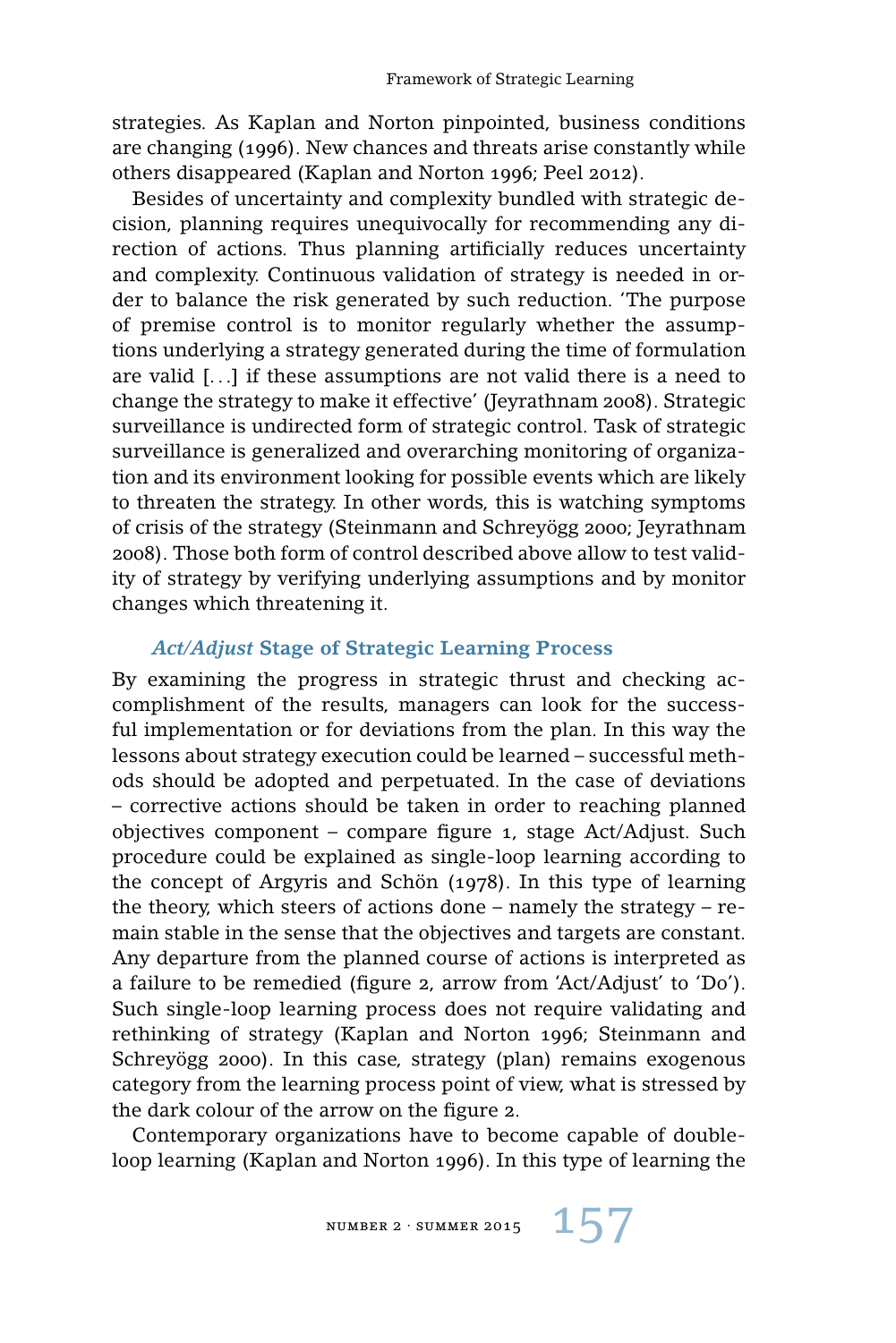strategies. As Kaplan and Norton pinpointed, business conditions are changing (1996). New chances and threats arise constantly while others disappeared (Kaplan and Norton 1996; Peel 2012).

Besides of uncertainty and complexity bundled with strategic decision, planning requires unequivocally for recommending any direction of actions. Thus planning artificially reduces uncertainty and complexity. Continuous validation of strategy is needed in order to balance the risk generated by such reduction. 'The purpose of premise control is to monitor regularly whether the assumptions underlying a strategy generated during the time of formulation are valid [...] if these assumptions are not valid there is a need to change the strategy to make it effective' (Jeyrathnam 2008). Strategic surveillance is undirected form of strategic control. Task of strategic surveillance is generalized and overarching monitoring of organization and its environment looking for possible events which are likely to threaten the strategy. In other words, this is watching symptoms of crisis of the strategy (Steinmann and Schreyögg 2000; Jeyrathnam 2008). Those both form of control described above allow to test validity of strategy by verifying underlying assumptions and by monitor changes which threatening it.

### *Act/Adjust* Stage of Strategic Learning Process

By examining the progress in strategic thrust and checking accomplishment of the results, managers can look for the successful implementation or for deviations from the plan. In this way the lessons about strategy execution could be learned – successful methods should be adopted and perpetuated. In the case of deviations – corrective actions should be taken in order to reaching planned objectives component – compare figure 1, stage Act/Adjust. Such procedure could be explained as single-loop learning according to the concept of Argyris and Schön (1978). In this type of learning the theory, which steers of actions done – namely the strategy – remain stable in the sense that the objectives and targets are constant. Any departure from the planned course of actions is interpreted as a failure to be remedied (figure 2, arrow from 'Act/Adjust' to 'Do'). Such single-loop learning process does not require validating and rethinking of strategy (Kaplan and Norton 1996; Steinmann and Schreyögg 2000). In this case, strategy (plan) remains exogenous category from the learning process point of view, what is stressed by the dark colour of the arrow on the figure 2.

Contemporary organizations have to become capable of double-loop learning (Kaplan and Norton 1996). In this type of learning the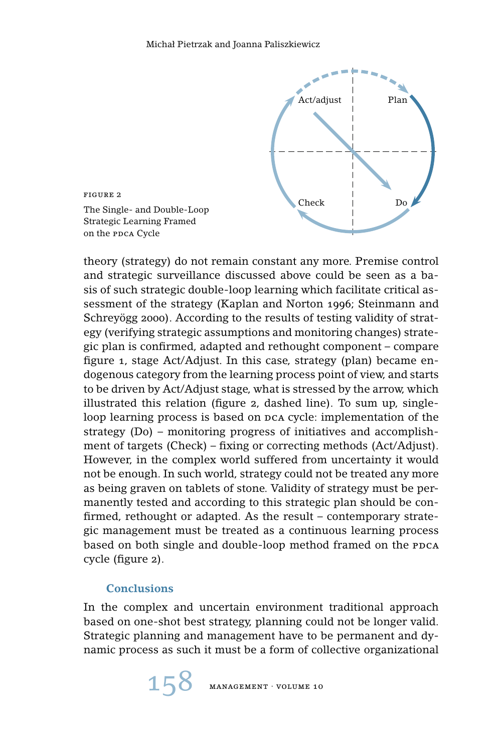FIGURE 2

The Single- and Double-Loop Strategic Learning Framed on the PDCA Cycle

Act/adjust Plan Check Do

theory (strategy) do not remain constant any more. Premise control and strategic surveillance discussed above could be seen as a basis of such strategic double-loop learning which facilitate critical assessment of the strategy (Kaplan and Norton 1996; Steinmann and Schreyögg 2000). According to the results of testing validity of strategy (verifying strategic assumptions and monitoring changes) strategic plan is confirmed, adapted and rethought component – compare figure 1, stage Act/Adjust. In this case, strategy (plan) became endogenous category from the learning process point of view, and starts to be driven by Act/Adjust stage, what is stressed by the arrow, which illustrated this relation (figure 2, dashed line). To sum up, single-loop learning process is based on DCA cycle: implementation of the strategy (Do) – monitoring progress of initiatives and accomplishment of targets (Check) – fixing or correcting methods (Act/Adjust). However, in the complex world suffered from uncertainty it would not be enough. In such world, strategy could not be treated any more as being graven on tablets of stone. Validity of strategy must be permanently tested and according to this strategic plan should be confirmed, rethought or adapted. As the result – contemporary strategic management must be treated as a continuous learning process based on both single and double-loop method framed on the PDCA cycle (figure 2).

## Conclusions

In the complex and uncertain environment traditional approach based on one-shot best strategy, planning could not be longer valid. Strategic planning and management have to be permanent and dynamic process as such it must be a form of collective organizational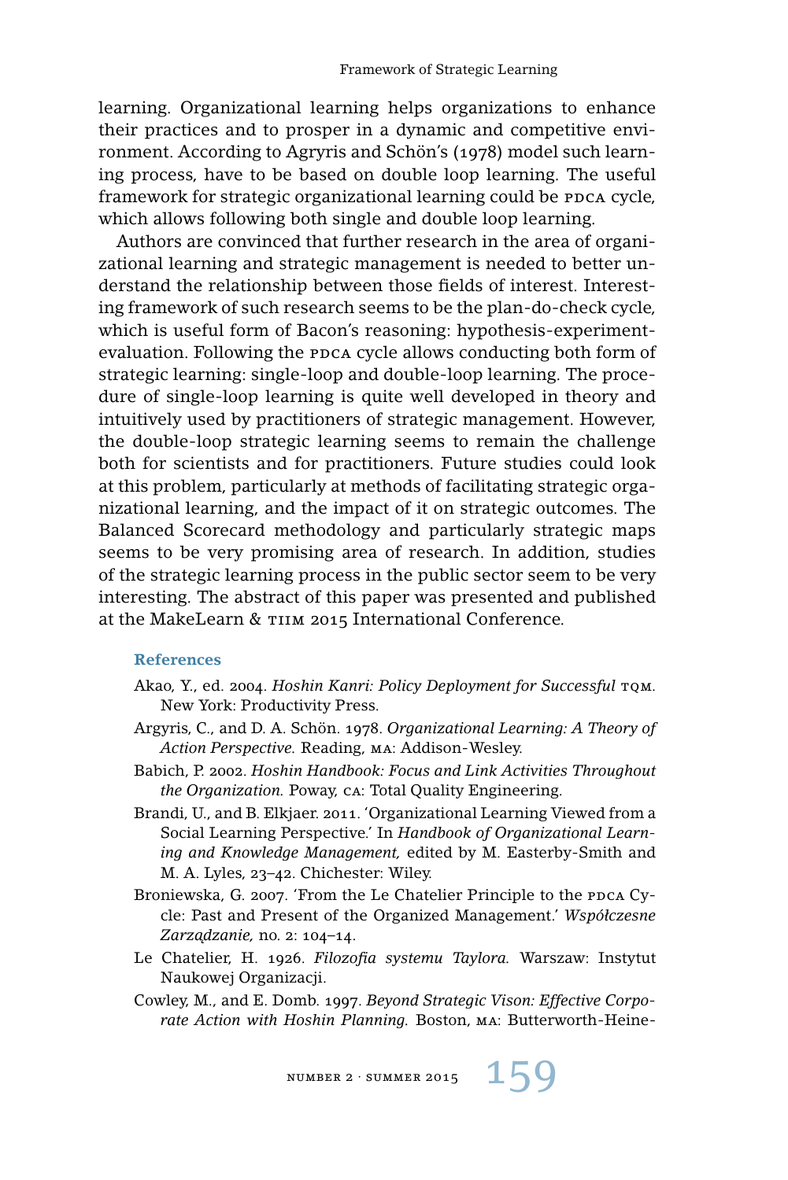learning. Organizational learning helps organizations to enhance their practices and to prosper in a dynamic and competitive environment. According to Agryris and Schön's (1978) model such learning process, have to be based on double loop learning. The useful framework for strategic organizational learning could be PDCA cycle, which allows following both single and double loop learning.

Authors are convinced that further research in the area of organizational learning and strategic management is needed to better understand the relationship between those fields of interest. Interesting framework of such research seems to be the plan-do-check cycle, which is useful form of Bacon's reasoning: hypothesis-experiment-evaluation. Following the PDCA cycle allows conducting both form of strategic learning: single-loop and double-loop learning. The procedure of single-loop learning is quite well developed in theory and intuitively used by practitioners of strategic management. However, the double-loop strategic learning seems to remain the challenge both for scientists and for practitioners. Future studies could look at this problem, particularly at methods of facilitating strategic organizational learning, and the impact of it on strategic outcomes. The Balanced Scorecard methodology and particularly strategic maps seems to be very promising area of research. In addition, studies of the strategic learning process in the public sector seem to be very interesting. The abstract of this paper was presented and published at the MakeLearn & TIIM 2015 International Conference.

## References

Akao, Y., ed. 2004. *Hoshin Kanri: Policy Deployment for Successful* TQM. New York: Productivity Press.

Argyris, C., and D. A. Schön. 1978. *Organizational Learning: A Theory of Action Perspective.* Reading, MA: Addison-Wesley.

Babich, P. 2002. *Hoshin Handbook: Focus and Link Activities Throughout the Organization.* Poway, CA: Total Quality Engineering.

Brandi, U., and B. Elkjaer. 2011. 'Organizational Learning Viewed from a Social Learning Perspective.' In *Handbook of Organizational Learning and Knowledge Management,* edited by M. Easterby-Smith and M. A. Lyles, 23–42. Chichester: Wiley.

Broniewska, G. 2007. 'From the Le Chatelier Principle to the PDCA Cycle: Past and Present of the Organized Management.' *Współczesne Zarządzanie,* no. 2: 104–14.

Le Chatelier, H. 1926. *Filozofia systemu Taylora.* Warszaw: Instytut Naukowej Organizacji.

Cowley, M., and E. Domb. 1997. *Beyond Strategic Vison: Effective Corporate Action with Hoshin Planning.* Boston, MA: Butterworth-Heine-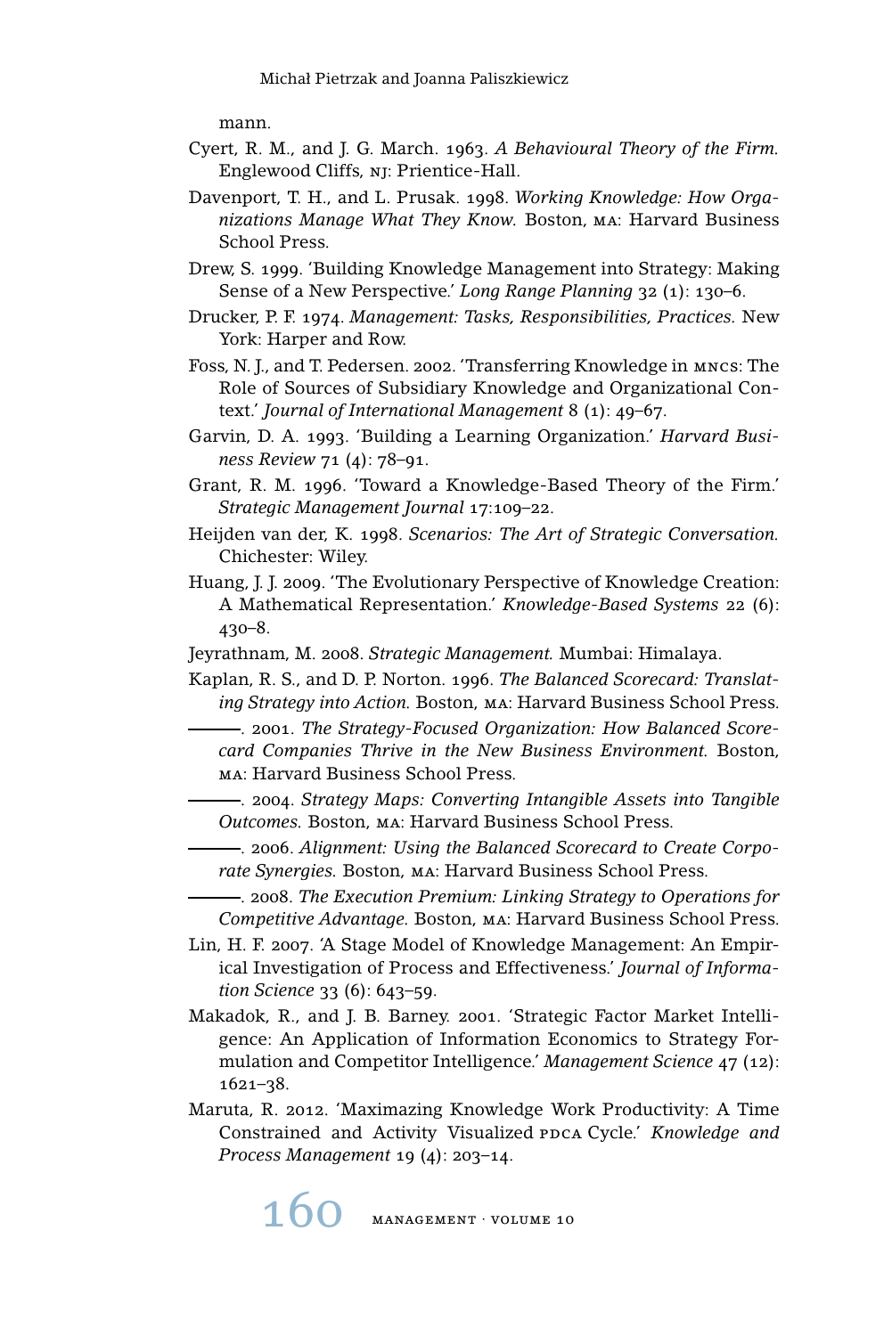mann.

Cyert, R. M., and J. G. March. 1963. *A Behavioural Theory of the Firm.* Englewood Cliffs, NJ: Prientice-Hall.

Davenport, T. H., and L. Prusak. 1998. *Working Knowledge: How Organizations Manage What They Know.* Boston, MA: Harvard Business School Press.

Drew, S. 1999. 'Building Knowledge Management into Strategy: Making Sense of a New Perspective.' *Long Range Planning* 32 (1): 130–6.

Drucker, P. F. 1974. *Management: Tasks, Responsibilities, Practices.* New York: Harper and Row.

Foss, N. J., and T. Pedersen. 2002. 'Transferring Knowledge in MNCs: The Role of Sources of Subsidiary Knowledge and Organizational Context.' *Journal of International Management* 8 (1): 49–67.

Garvin, D. A. 1993. 'Building a Learning Organization.' *Harvard Business Review* 71 (4): 78–91.

Grant, R. M. 1996. 'Toward a Knowledge-Based Theory of the Firm.' *Strategic Management Journal* 17:109–22.

Heijden van der, K. 1998. *Scenarios: The Art of Strategic Conversation.* Chichester: Wiley.

Huang, J. J. 2009. 'The Evolutionary Perspective of Knowledge Creation: A Mathematical Representation.' *Knowledge-Based Systems* 22 (6): 430–8.

Jeyrathnam, M. 2008. *Strategic Management.* Mumbai: Himalaya.

Kaplan, R. S., and D. P. Norton. 1996. *The Balanced Scorecard: Translating Strategy into Action.* Boston, MA: Harvard Business School Press.

———. 2001. *The Strategy-Focused Organization: How Balanced Scorecard Companies Thrive in the New Business Environment.* Boston, MA: Harvard Business School Press.

———. 2004. *Strategy Maps: Converting Intangible Assets into Tangible Outcomes.* Boston, MA: Harvard Business School Press.

———. 2006. *Alignment: Using the Balanced Scorecard to Create Corporate Synergies.* Boston, MA: Harvard Business School Press.

———. 2008. *The Execution Premium: Linking Strategy to Operations for Competitive Advantage.* Boston, MA: Harvard Business School Press.

Lin, H. F. 2007. 'A Stage Model of Knowledge Management: An Empirical Investigation of Process and Effectiveness.' *Journal of Information Science* 33 (6): 643–59.

Makadok, R., and J. B. Barney. 2001. 'Strategic Factor Market Intelligence: An Application of Information Economics to Strategy Formulation and Competitor Intelligence.' *Management Science* 47 (12): 1621–38.

Maruta, R. 2012. 'Maximazing Knowledge Work Productivity: A Time Constrained and Activity Visualized PDCA Cycle.' *Knowledge and Process Management* 19 (4): 203–14.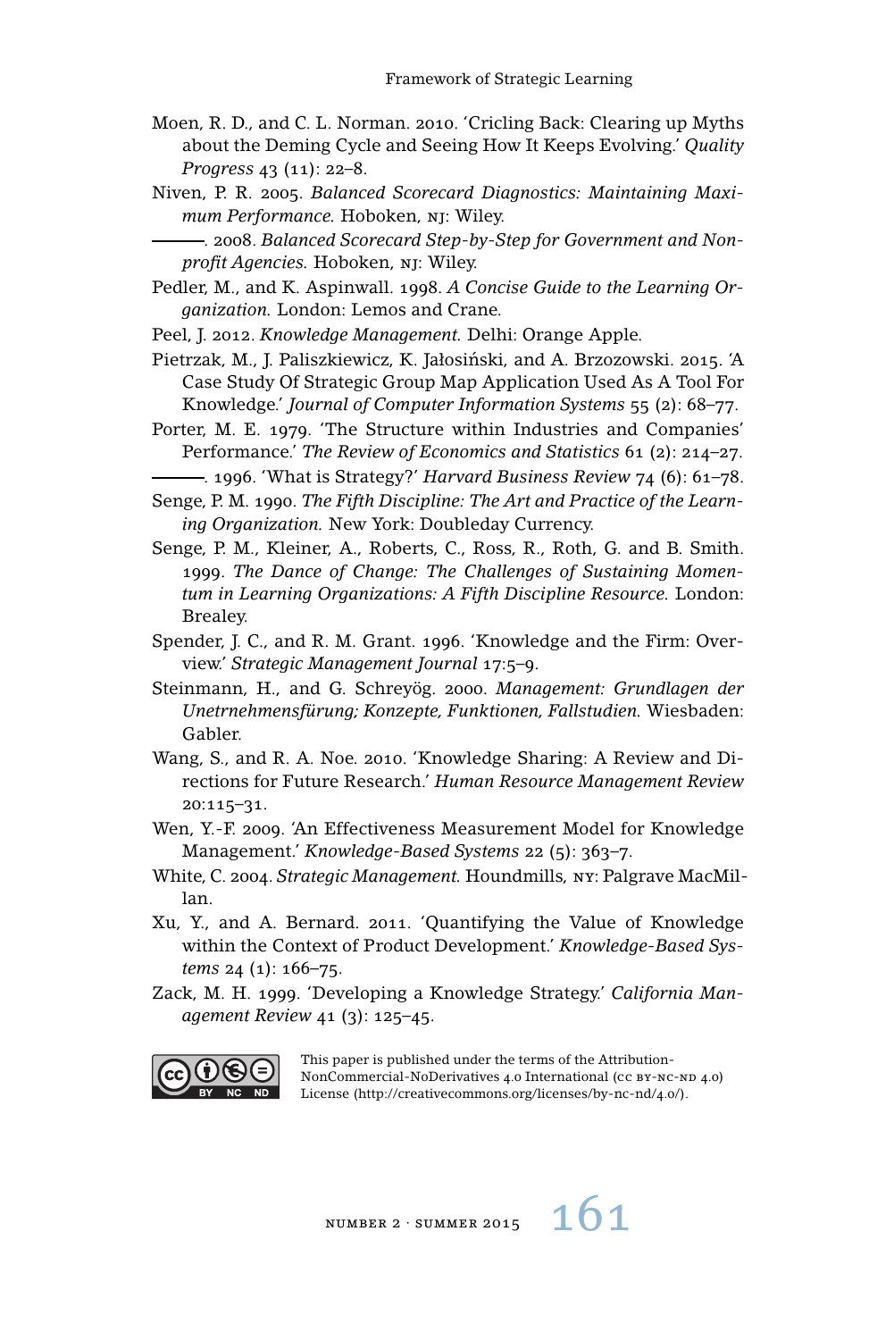Moen, R. D., and C. L. Norman. 2010. 'Cricling Back: Clearing up Myths about the Deming Cycle and Seeing How It Keeps Evolving.' *Quality Progress* 43 (11): 22–8.

Niven, P. R. 2005. *Balanced Scorecard Diagnostics: Maintaining Maximum Performance.* Hoboken, NJ: Wiley.

———. 2008. *Balanced Scorecard Step-by-Step for Government and Nonprofit Agencies.* Hoboken, NJ: Wiley.

Pedler, M., and K. Aspinwall. 1998. *A Concise Guide to the Learning Organization.* London: Lemos and Crane.

Peel, J. 2012. *Knowledge Management.* Delhi: Orange Apple.

Pietrzak, M., J. Paliszkiewicz, K. Jałosiński, and A. Brzozowski. 2015. 'A Case Study Of Strategic Group Map Application Used As A Tool For Knowledge.' *Journal of Computer Information Systems* 55 (2): 68–77.

Porter, M. E. 1979. 'The Structure within Industries and Companies' Performance.' *The Review of Economics and Statistics* 61 (2): 214–27.

———. 1996. 'What is Strategy?' *Harvard Business Review* 74 (6): 61–78.

Senge, P. M. 1990. *The Fifth Discipline: The Art and Practice of the Learning Organization.* New York: Doubleday Currency.

Senge, P. M., Kleiner, A., Roberts, C., Ross, R., Roth, G. and B. Smith. 1999. *The Dance of Change: The Challenges of Sustaining Momentum in Learning Organizations: A Fifth Discipline Resource.* London: Brealey.

Spender, J. C., and R. M. Grant. 1996. 'Knowledge and the Firm: Overview.' *Strategic Management Journal* 17:5–9.

Steinmann, H., and G. Schreyög. 2000. *Management: Grundlagen der Unetrnehmensfürung; Konzepte, Funktionen, Fallstudien.* Wiesbaden: Gabler.

Wang, S., and R. A. Noe. 2010. 'Knowledge Sharing: A Review and Directions for Future Research.' *Human Resource Management Review* 20:115–31.

Wen, Y.-F. 2009. 'An Effectiveness Measurement Model for Knowledge Management.' *Knowledge-Based Systems* 22 (5): 363–7.

White, C. 2004. *Strategic Management.* Houndmills, NY: Palgrave MacMillan.

Xu, Y., and A. Bernard. 2011. 'Quantifying the Value of Knowledge within the Context of Product Development.' *Knowledge-Based Systems* 24 (1): 166–75.

Zack, M. H. 1999. 'Developing a Knowledge Strategy.' *California Management Review* 41 (3): 125–45.

This paper is published under the terms of the Attribution-NonCommercial-NoDerivatives 4.0 International (CC BY-NC-ND 4.0) License (http://creativecommons.org/licenses/by-nc-nd/4.0/).